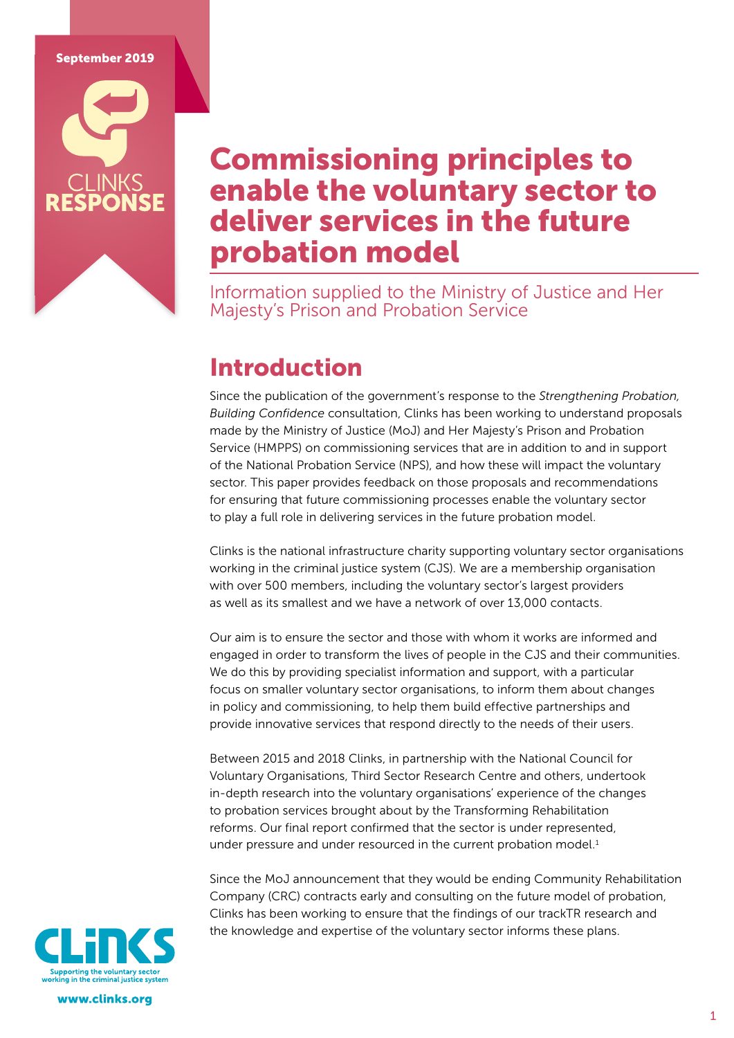September 2019

CLINKS RESPONSE

# Commissioning principles to enable the voluntary sector to deliver services in the future probation model

Information supplied to the Ministry of Justice and Her Majesty's Prison and Probation Service

## Introduction

Since the publication of the government's response to the *Strengthening Probation, Building Confidence* consultation, Clinks has been working to understand proposals made by the Ministry of Justice (MoJ) and Her Majesty's Prison and Probation Service (HMPPS) on commissioning services that are in addition to and in support of the National Probation Service (NPS), and how these will impact the voluntary sector. This paper provides feedback on those proposals and recommendations for ensuring that future commissioning processes enable the voluntary sector to play a full role in delivering services in the future probation model.

Clinks is the national infrastructure charity supporting voluntary sector organisations working in the criminal justice system (CJS). We are a membership organisation with over 500 members, including the voluntary sector's largest providers as well as its smallest and we have a network of over 13,000 contacts.

Our aim is to ensure the sector and those with whom it works are informed and engaged in order to transform the lives of people in the CJS and their communities. We do this by providing specialist information and support, with a particular focus on smaller voluntary sector organisations, to inform them about changes in policy and commissioning, to help them build effective partnerships and provide innovative services that respond directly to the needs of their users.

Between 2015 and 2018 Clinks, in partnership with the National Council for Voluntary Organisations, Third Sector Research Centre and others, undertook in-depth research into the voluntary organisations' experience of the changes to probation services brought about by the Transforming Rehabilitation reforms. Our final report confirmed that the sector is under represented, under pressure and under resourced in the current probation model.[1]

Since the MoJ announcement that they would be ending Community Rehabilitation Company (CRC) contracts early and consulting on the future model of probation, Clinks has been working to ensure that the findings of our trackTR research and the knowledge and expertise of the voluntary sector informs these plans.

CLiNKS
Supporting the voluntary sector working in the criminal justice system

www.clinks.org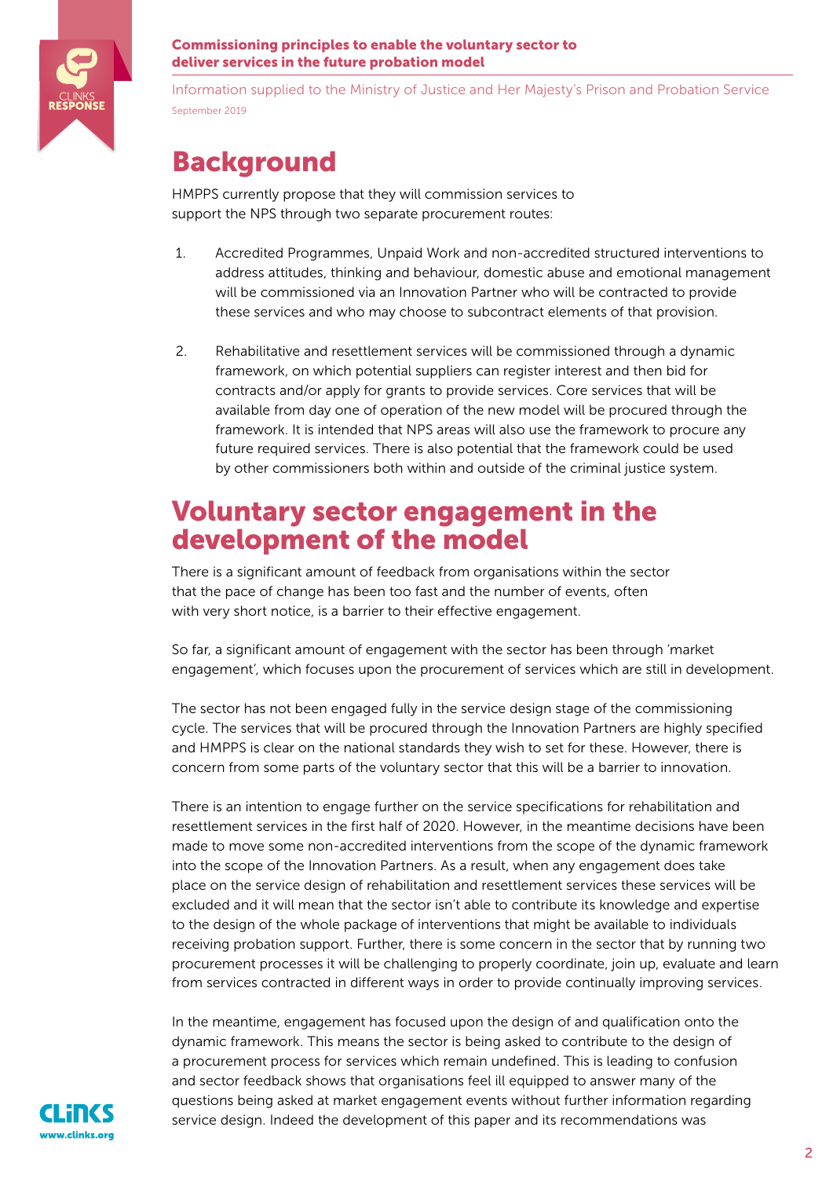# Background

HMPPS currently propose that they will commission services to support the NPS through two separate procurement routes:

1. Accredited Programmes, Unpaid Work and non-accredited structured interventions to address attitudes, thinking and behaviour, domestic abuse and emotional management will be commissioned via an Innovation Partner who will be contracted to provide these services and who may choose to subcontract elements of that provision.

2. Rehabilitative and resettlement services will be commissioned through a dynamic framework, on which potential suppliers can register interest and then bid for contracts and/or apply for grants to provide services. Core services that will be available from day one of operation of the new model will be procured through the framework. It is intended that NPS areas will also use the framework to procure any future required services. There is also potential that the framework could be used by other commissioners both within and outside of the criminal justice system.

# Voluntary sector engagement in the development of the model

There is a significant amount of feedback from organisations within the sector that the pace of change has been too fast and the number of events, often with very short notice, is a barrier to their effective engagement.

So far, a significant amount of engagement with the sector has been through 'market engagement', which focuses upon the procurement of services which are still in development.

The sector has not been engaged fully in the service design stage of the commissioning cycle. The services that will be procured through the Innovation Partners are highly specified and HMPPS is clear on the national standards they wish to set for these. However, there is concern from some parts of the voluntary sector that this will be a barrier to innovation.

There is an intention to engage further on the service specifications for rehabilitation and resettlement services in the first half of 2020. However, in the meantime decisions have been made to move some non-accredited interventions from the scope of the dynamic framework into the scope of the Innovation Partners. As a result, when any engagement does take place on the service design of rehabilitation and resettlement services these services will be excluded and it will mean that the sector isn't able to contribute its knowledge and expertise to the design of the whole package of interventions that might be available to individuals receiving probation support. Further, there is some concern in the sector that by running two procurement processes it will be challenging to properly coordinate, join up, evaluate and learn from services contracted in different ways in order to provide continually improving services.

In the meantime, engagement has focused upon the design of and qualification onto the dynamic framework. This means the sector is being asked to contribute to the design of a procurement process for services which remain undefined. This is leading to confusion and sector feedback shows that organisations feel ill equipped to answer many of the questions being asked at market engagement events without further information regarding service design. Indeed the development of this paper and its recommendations was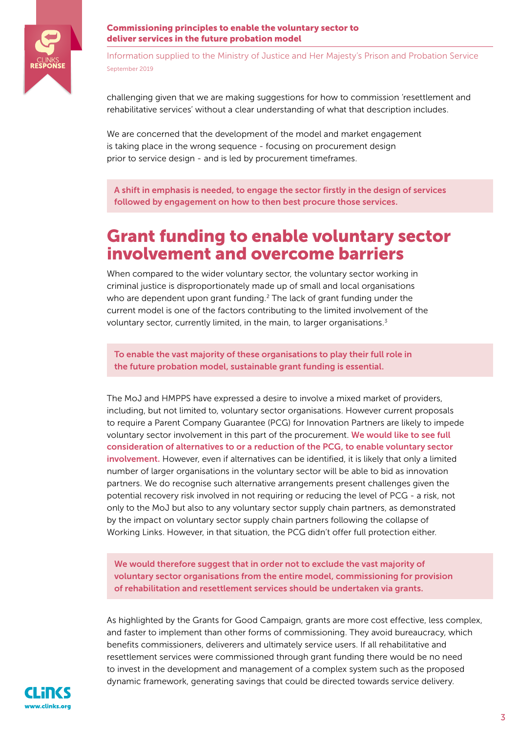challenging given that we are making suggestions for how to commission 'resettlement and rehabilitative services' without a clear understanding of what that description includes.

We are concerned that the development of the model and market engagement is taking place in the wrong sequence - focusing on procurement design prior to service design - and is led by procurement timeframes.

**A shift in emphasis is needed, to engage the sector firstly in the design of services followed by engagement on how to then best procure those services.**

## Grant funding to enable voluntary sector involvement and overcome barriers

When compared to the wider voluntary sector, the voluntary sector working in criminal justice is disproportionately made up of small and local organisations who are dependent upon grant funding.[2] The lack of grant funding under the current model is one of the factors contributing to the limited involvement of the voluntary sector, currently limited, in the main, to larger organisations.[3]

**To enable the vast majority of these organisations to play their full role in the future probation model, sustainable grant funding is essential.**

The MoJ and HMPPS have expressed a desire to involve a mixed market of providers, including, but not limited to, voluntary sector organisations. However current proposals to require a Parent Company Guarantee (PCG) for Innovation Partners are likely to impede voluntary sector involvement in this part of the procurement. **We would like to see full consideration of alternatives to or a reduction of the PCG, to enable voluntary sector involvement.** However, even if alternatives can be identified, it is likely that only a limited number of larger organisations in the voluntary sector will be able to bid as innovation partners. We do recognise such alternative arrangements present challenges given the potential recovery risk involved in not requiring or reducing the level of PCG - a risk, not only to the MoJ but also to any voluntary sector supply chain partners, as demonstrated by the impact on voluntary sector supply chain partners following the collapse of Working Links. However, in that situation, the PCG didn't offer full protection either.

**We would therefore suggest that in order not to exclude the vast majority of voluntary sector organisations from the entire model, commissioning for provision of rehabilitation and resettlement services should be undertaken via grants.**

As highlighted by the Grants for Good Campaign, grants are more cost effective, less complex, and faster to implement than other forms of commissioning. They avoid bureaucracy, which benefits commissioners, deliverers and ultimately service users. If all rehabilitative and resettlement services were commissioned through grant funding there would be no need to invest in the development and management of a complex system such as the proposed dynamic framework, generating savings that could be directed towards service delivery.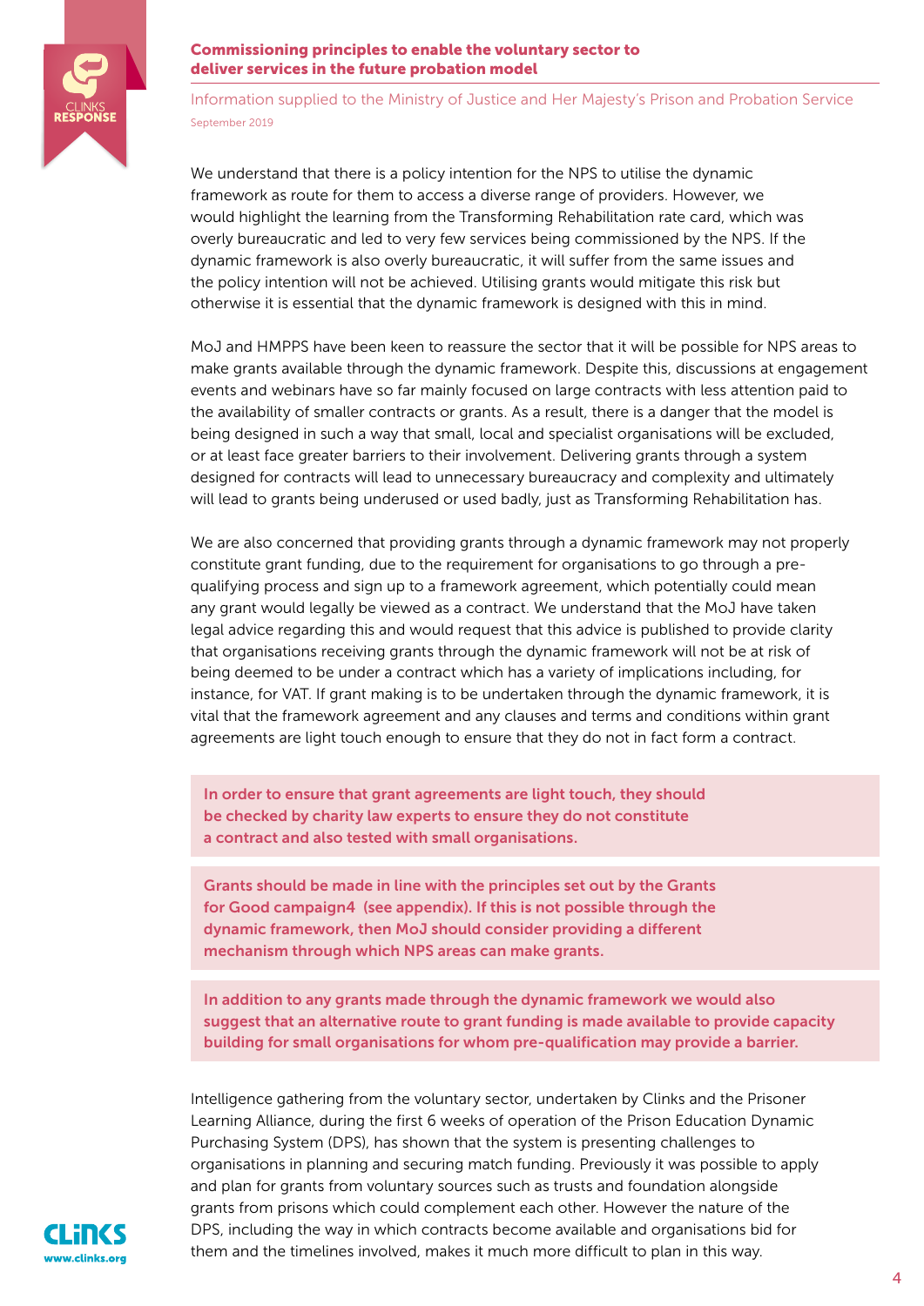We understand that there is a policy intention for the NPS to utilise the dynamic framework as route for them to access a diverse range of providers. However, we would highlight the learning from the Transforming Rehabilitation rate card, which was overly bureaucratic and led to very few services being commissioned by the NPS. If the dynamic framework is also overly bureaucratic, it will suffer from the same issues and the policy intention will not be achieved. Utilising grants would mitigate this risk but otherwise it is essential that the dynamic framework is designed with this in mind.

MoJ and HMPPS have been keen to reassure the sector that it will be possible for NPS areas to make grants available through the dynamic framework. Despite this, discussions at engagement events and webinars have so far mainly focused on large contracts with less attention paid to the availability of smaller contracts or grants. As a result, there is a danger that the model is being designed in such a way that small, local and specialist organisations will be excluded, or at least face greater barriers to their involvement. Delivering grants through a system designed for contracts will lead to unnecessary bureaucracy and complexity and ultimately will lead to grants being underused or used badly, just as Transforming Rehabilitation has.

We are also concerned that providing grants through a dynamic framework may not properly constitute grant funding, due to the requirement for organisations to go through a pre-qualifying process and sign up to a framework agreement, which potentially could mean any grant would legally be viewed as a contract. We understand that the MoJ have taken legal advice regarding this and would request that this advice is published to provide clarity that organisations receiving grants through the dynamic framework will not be at risk of being deemed to be under a contract which has a variety of implications including, for instance, for VAT. If grant making is to be undertaken through the dynamic framework, it is vital that the framework agreement and any clauses and terms and conditions within grant agreements are light touch enough to ensure that they do not in fact form a contract.

**In order to ensure that grant agreements are light touch, they should be checked by charity law experts to ensure they do not constitute a contract and also tested with small organisations.**

**Grants should be made in line with the principles set out by the Grants for Good campaign[4] (see appendix). If this is not possible through the dynamic framework, then MoJ should consider providing a different mechanism through which NPS areas can make grants.**

**In addition to any grants made through the dynamic framework we would also suggest that an alternative route to grant funding is made available to provide capacity building for small organisations for whom pre-qualification may provide a barrier.**

Intelligence gathering from the voluntary sector, undertaken by Clinks and the Prisoner Learning Alliance, during the first 6 weeks of operation of the Prison Education Dynamic Purchasing System (DPS), has shown that the system is presenting challenges to organisations in planning and securing match funding. Previously it was possible to apply and plan for grants from voluntary sources such as trusts and foundation alongside grants from prisons which could complement each other. However the nature of the DPS, including the way in which contracts become available and organisations bid for them and the timelines involved, makes it much more difficult to plan in this way.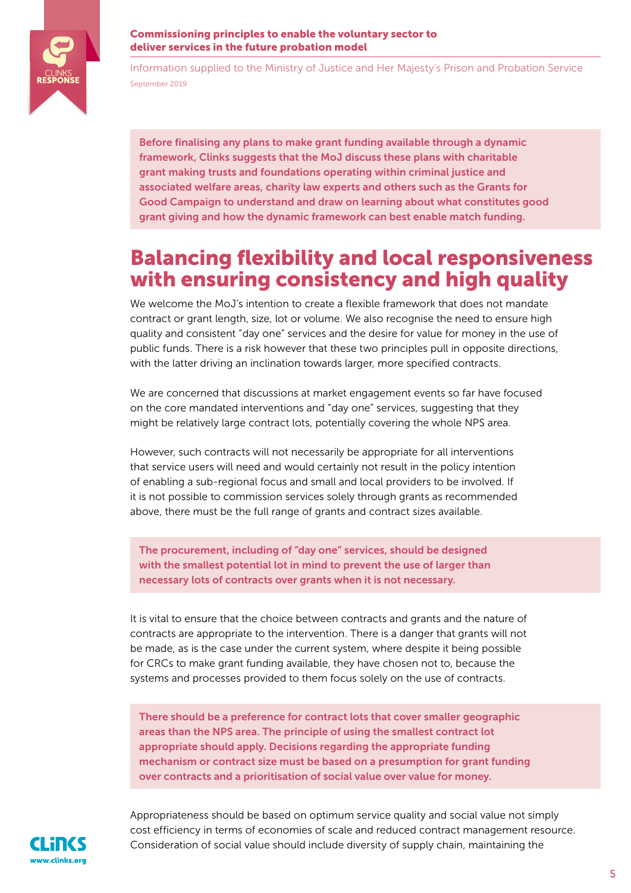**Before finalising any plans to make grant funding available through a dynamic framework, Clinks suggests that the MoJ discuss these plans with charitable grant making trusts and foundations operating within criminal justice and associated welfare areas, charity law experts and others such as the Grants for Good Campaign to understand and draw on learning about what constitutes good grant giving and how the dynamic framework can best enable match funding.**

## Balancing flexibility and local responsiveness with ensuring consistency and high quality

We welcome the MoJ's intention to create a flexible framework that does not mandate contract or grant length, size, lot or volume. We also recognise the need to ensure high quality and consistent "day one" services and the desire for value for money in the use of public funds. There is a risk however that these two principles pull in opposite directions, with the latter driving an inclination towards larger, more specified contracts.

We are concerned that discussions at market engagement events so far have focused on the core mandated interventions and "day one" services, suggesting that they might be relatively large contract lots, potentially covering the whole NPS area.

However, such contracts will not necessarily be appropriate for all interventions that service users will need and would certainly not result in the policy intention of enabling a sub-regional focus and small and local providers to be involved. If it is not possible to commission services solely through grants as recommended above, there must be the full range of grants and contract sizes available.

**The procurement, including of "day one" services, should be designed with the smallest potential lot in mind to prevent the use of larger than necessary lots of contracts over grants when it is not necessary.**

It is vital to ensure that the choice between contracts and grants and the nature of contracts are appropriate to the intervention. There is a danger that grants will not be made, as is the case under the current system, where despite it being possible for CRCs to make grant funding available, they have chosen not to, because the systems and processes provided to them focus solely on the use of contracts.

**There should be a preference for contract lots that cover smaller geographic areas than the NPS area. The principle of using the smallest contract lot appropriate should apply. Decisions regarding the appropriate funding mechanism or contract size must be based on a presumption for grant funding over contracts and a prioritisation of social value over value for money.**

Appropriateness should be based on optimum service quality and social value not simply cost efficiency in terms of economies of scale and reduced contract management resource. Consideration of social value should include diversity of supply chain, maintaining the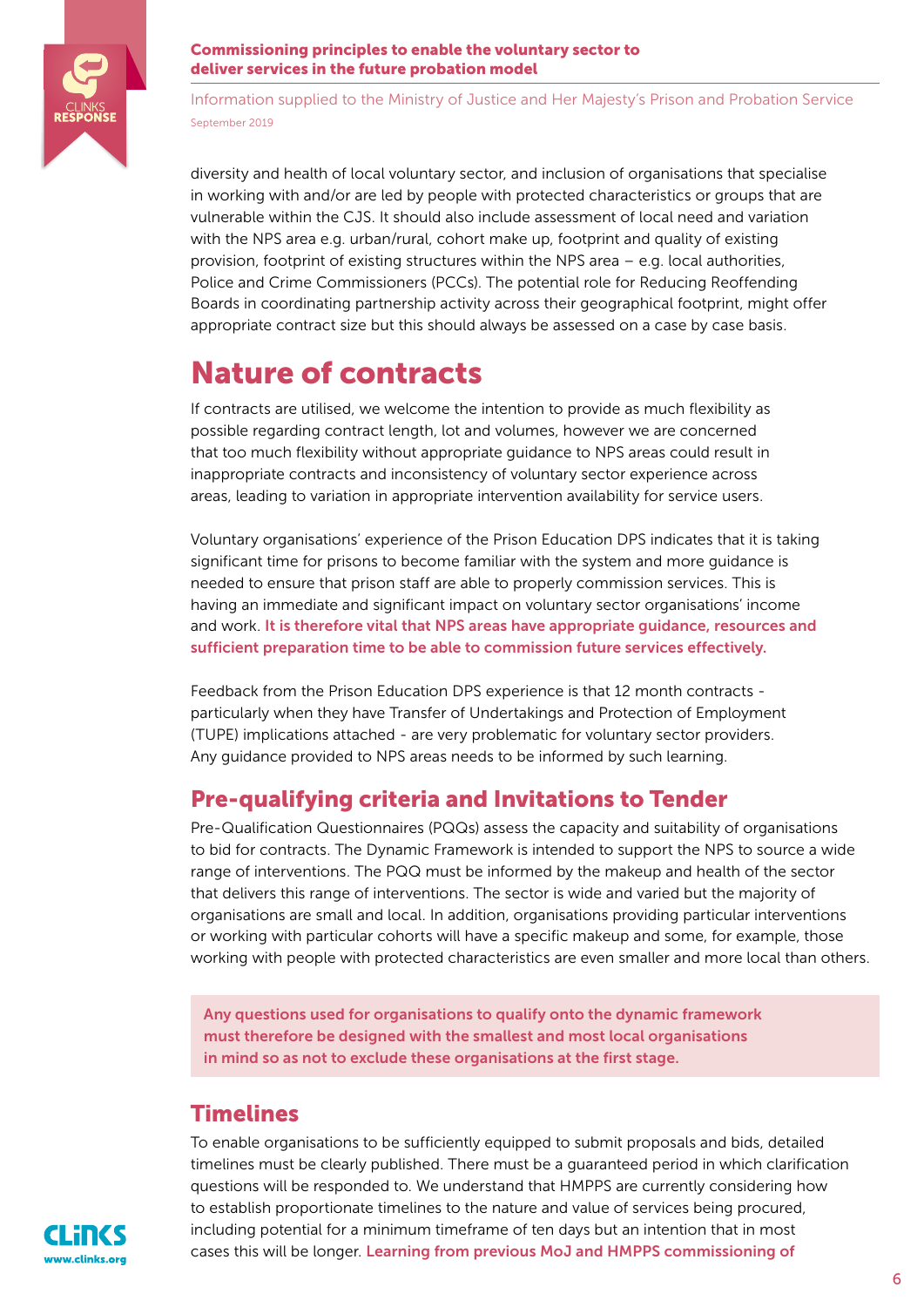diversity and health of local voluntary sector, and inclusion of organisations that specialise in working with and/or are led by people with protected characteristics or groups that are vulnerable within the CJS. It should also include assessment of local need and variation with the NPS area e.g. urban/rural, cohort make up, footprint and quality of existing provision, footprint of existing structures within the NPS area – e.g. local authorities, Police and Crime Commissioners (PCCs). The potential role for Reducing Reoffending Boards in coordinating partnership activity across their geographical footprint, might offer appropriate contract size but this should always be assessed on a case by case basis.

# Nature of contracts

If contracts are utilised, we welcome the intention to provide as much flexibility as possible regarding contract length, lot and volumes, however we are concerned that too much flexibility without appropriate guidance to NPS areas could result in inappropriate contracts and inconsistency of voluntary sector experience across areas, leading to variation in appropriate intervention availability for service users.

Voluntary organisations' experience of the Prison Education DPS indicates that it is taking significant time for prisons to become familiar with the system and more guidance is needed to ensure that prison staff are able to properly commission services. This is having an immediate and significant impact on voluntary sector organisations' income and work. **It is therefore vital that NPS areas have appropriate guidance, resources and sufficient preparation time to be able to commission future services effectively.**

Feedback from the Prison Education DPS experience is that 12 month contracts - particularly when they have Transfer of Undertakings and Protection of Employment (TUPE) implications attached - are very problematic for voluntary sector providers. Any guidance provided to NPS areas needs to be informed by such learning.

## Pre-qualifying criteria and Invitations to Tender

Pre-Qualification Questionnaires (PQQs) assess the capacity and suitability of organisations to bid for contracts. The Dynamic Framework is intended to support the NPS to source a wide range of interventions. The PQQ must be informed by the makeup and health of the sector that delivers this range of interventions. The sector is wide and varied but the majority of organisations are small and local. In addition, organisations providing particular interventions or working with particular cohorts will have a specific makeup and some, for example, those working with people with protected characteristics are even smaller and more local than others.

**Any questions used for organisations to qualify onto the dynamic framework must therefore be designed with the smallest and most local organisations in mind so as not to exclude these organisations at the first stage.**

## Timelines

To enable organisations to be sufficiently equipped to submit proposals and bids, detailed timelines must be clearly published. There must be a guaranteed period in which clarification questions will be responded to. We understand that HMPPS are currently considering how to establish proportionate timelines to the nature and value of services being procured, including potential for a minimum timeframe of ten days but an intention that in most cases this will be longer. **Learning from previous MoJ and HMPPS commissioning of**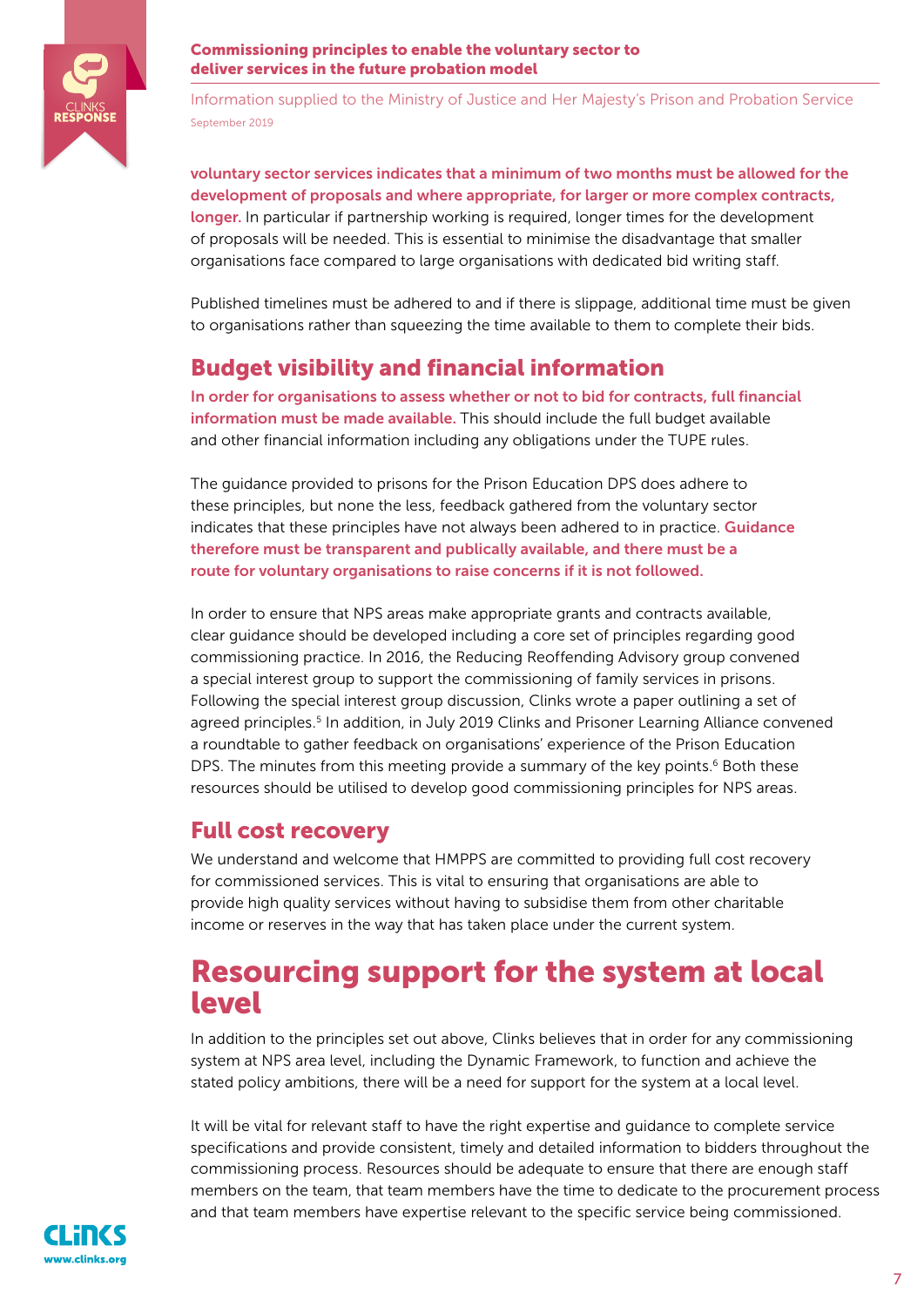**voluntary sector services indicates that a minimum of two months must be allowed for the development of proposals and where appropriate, for larger or more complex contracts, longer.** In particular if partnership working is required, longer times for the development of proposals will be needed. This is essential to minimise the disadvantage that smaller organisations face compared to large organisations with dedicated bid writing staff.

Published timelines must be adhered to and if there is slippage, additional time must be given to organisations rather than squeezing the time available to them to complete their bids.

## Budget visibility and financial information

**In order for organisations to assess whether or not to bid for contracts, full financial information must be made available.** This should include the full budget available and other financial information including any obligations under the TUPE rules.

The guidance provided to prisons for the Prison Education DPS does adhere to these principles, but none the less, feedback gathered from the voluntary sector indicates that these principles have not always been adhered to in practice. **Guidance therefore must be transparent and publically available, and there must be a route for voluntary organisations to raise concerns if it is not followed.**

In order to ensure that NPS areas make appropriate grants and contracts available, clear guidance should be developed including a core set of principles regarding good commissioning practice. In 2016, the Reducing Reoffending Advisory group convened a special interest group to support the commissioning of family services in prisons. Following the special interest group discussion, Clinks wrote a paper outlining a set of agreed principles.[5] In addition, in July 2019 Clinks and Prisoner Learning Alliance convened a roundtable to gather feedback on organisations' experience of the Prison Education DPS. The minutes from this meeting provide a summary of the key points.[6] Both these resources should be utilised to develop good commissioning principles for NPS areas.

## Full cost recovery

We understand and welcome that HMPPS are committed to providing full cost recovery for commissioned services. This is vital to ensuring that organisations are able to provide high quality services without having to subsidise them from other charitable income or reserves in the way that has taken place under the current system.

# Resourcing support for the system at local level

In addition to the principles set out above, Clinks believes that in order for any commissioning system at NPS area level, including the Dynamic Framework, to function and achieve the stated policy ambitions, there will be a need for support for the system at a local level.

It will be vital for relevant staff to have the right expertise and guidance to complete service specifications and provide consistent, timely and detailed information to bidders throughout the commissioning process. Resources should be adequate to ensure that there are enough staff members on the team, that team members have the time to dedicate to the procurement process and that team members have expertise relevant to the specific service being commissioned.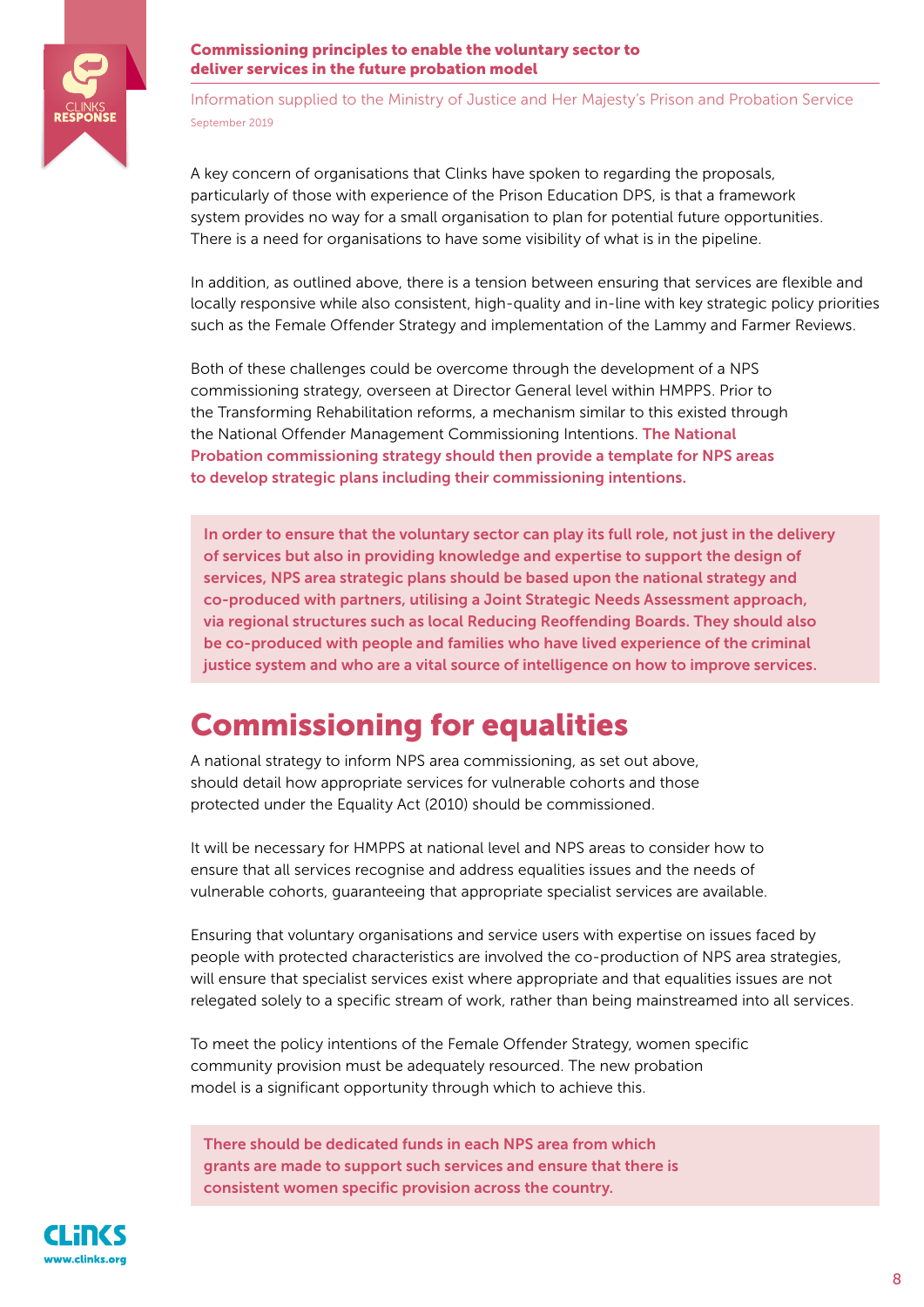A key concern of organisations that Clinks have spoken to regarding the proposals, particularly of those with experience of the Prison Education DPS, is that a framework system provides no way for a small organisation to plan for potential future opportunities. There is a need for organisations to have some visibility of what is in the pipeline.

In addition, as outlined above, there is a tension between ensuring that services are flexible and locally responsive while also consistent, high-quality and in-line with key strategic policy priorities such as the Female Offender Strategy and implementation of the Lammy and Farmer Reviews.

Both of these challenges could be overcome through the development of a NPS commissioning strategy, overseen at Director General level within HMPPS. Prior to the Transforming Rehabilitation reforms, a mechanism similar to this existed through the National Offender Management Commissioning Intentions. **The National Probation commissioning strategy should then provide a template for NPS areas to develop strategic plans including their commissioning intentions.**

**In order to ensure that the voluntary sector can play its full role, not just in the delivery of services but also in providing knowledge and expertise to support the design of services, NPS area strategic plans should be based upon the national strategy and co-produced with partners, utilising a Joint Strategic Needs Assessment approach, via regional structures such as local Reducing Reoffending Boards. They should also be co-produced with people and families who have lived experience of the criminal justice system and who are a vital source of intelligence on how to improve services.**

## Commissioning for equalities

A national strategy to inform NPS area commissioning, as set out above, should detail how appropriate services for vulnerable cohorts and those protected under the Equality Act (2010) should be commissioned.

It will be necessary for HMPPS at national level and NPS areas to consider how to ensure that all services recognise and address equalities issues and the needs of vulnerable cohorts, guaranteeing that appropriate specialist services are available.

Ensuring that voluntary organisations and service users with expertise on issues faced by people with protected characteristics are involved the co-production of NPS area strategies, will ensure that specialist services exist where appropriate and that equalities issues are not relegated solely to a specific stream of work, rather than being mainstreamed into all services.

To meet the policy intentions of the Female Offender Strategy, women specific community provision must be adequately resourced. The new probation model is a significant opportunity through which to achieve this.

**There should be dedicated funds in each NPS area from which grants are made to support such services and ensure that there is consistent women specific provision across the country.**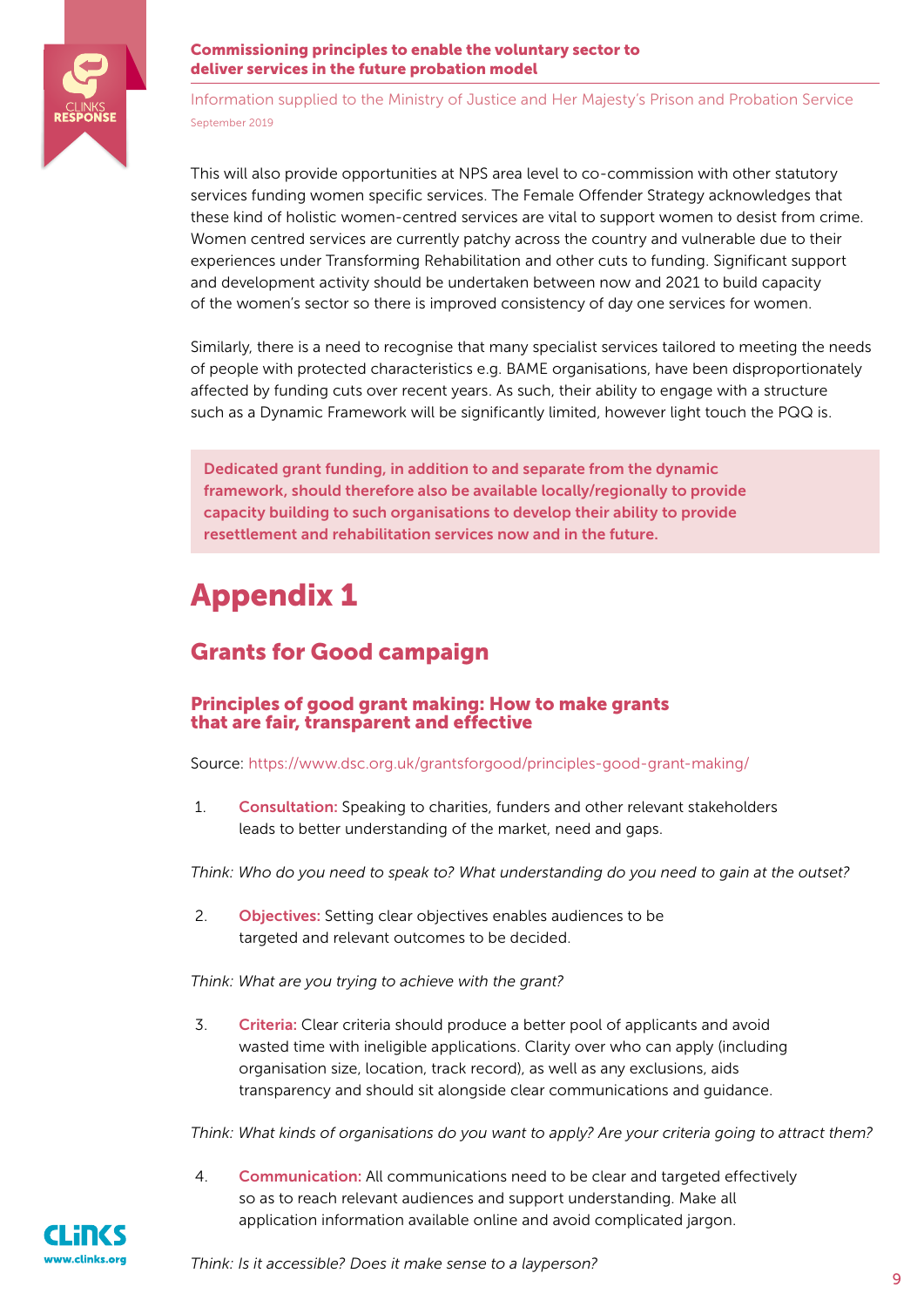This will also provide opportunities at NPS area level to co-commission with other statutory services funding women specific services. The Female Offender Strategy acknowledges that these kind of holistic women-centred services are vital to support women to desist from crime. Women centred services are currently patchy across the country and vulnerable due to their experiences under Transforming Rehabilitation and other cuts to funding. Significant support and development activity should be undertaken between now and 2021 to build capacity of the women's sector so there is improved consistency of day one services for women.

Similarly, there is a need to recognise that many specialist services tailored to meeting the needs of people with protected characteristics e.g. BAME organisations, have been disproportionately affected by funding cuts over recent years. As such, their ability to engage with a structure such as a Dynamic Framework will be significantly limited, however light touch the PQQ is.

**Dedicated grant funding, in addition to and separate from the dynamic framework, should therefore also be available locally/regionally to provide capacity building to such organisations to develop their ability to provide resettlement and rehabilitation services now and in the future.**

# Appendix 1

## Grants for Good campaign

### Principles of good grant making: How to make grants that are fair, transparent and effective

Source: https://www.dsc.org.uk/grantsforgood/principles-good-grant-making/

1. **Consultation:** Speaking to charities, funders and other relevant stakeholders leads to better understanding of the market, need and gaps.

*Think: Who do you need to speak to? What understanding do you need to gain at the outset?*

2. **Objectives:** Setting clear objectives enables audiences to be targeted and relevant outcomes to be decided.

*Think: What are you trying to achieve with the grant?*

3. **Criteria:** Clear criteria should produce a better pool of applicants and avoid wasted time with ineligible applications. Clarity over who can apply (including organisation size, location, track record), as well as any exclusions, aids transparency and should sit alongside clear communications and guidance.

*Think: What kinds of organisations do you want to apply? Are your criteria going to attract them?*

4. **Communication:** All communications need to be clear and targeted effectively so as to reach relevant audiences and support understanding. Make all application information available online and avoid complicated jargon.

*Think: Is it accessible? Does it make sense to a layperson?*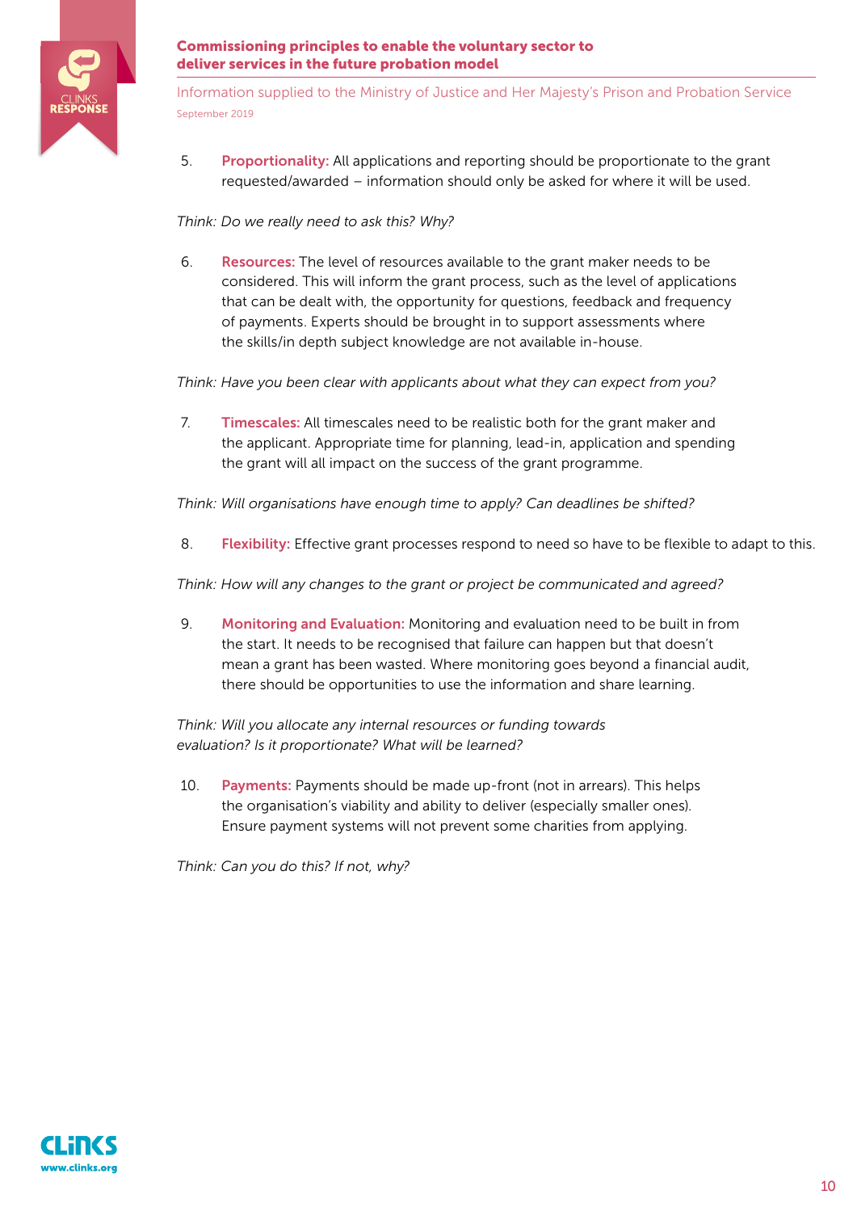5. **Proportionality:** All applications and reporting should be proportionate to the grant requested/awarded – information should only be asked for where it will be used.

*Think: Do we really need to ask this? Why?*

6. **Resources:** The level of resources available to the grant maker needs to be considered. This will inform the grant process, such as the level of applications that can be dealt with, the opportunity for questions, feedback and frequency of payments. Experts should be brought in to support assessments where the skills/in depth subject knowledge are not available in-house.

*Think: Have you been clear with applicants about what they can expect from you?*

7. **Timescales:** All timescales need to be realistic both for the grant maker and the applicant. Appropriate time for planning, lead-in, application and spending the grant will all impact on the success of the grant programme.

*Think: Will organisations have enough time to apply? Can deadlines be shifted?*

8. **Flexibility:** Effective grant processes respond to need so have to be flexible to adapt to this.

*Think: How will any changes to the grant or project be communicated and agreed?*

9. **Monitoring and Evaluation:** Monitoring and evaluation need to be built in from the start. It needs to be recognised that failure can happen but that doesn't mean a grant has been wasted. Where monitoring goes beyond a financial audit, there should be opportunities to use the information and share learning.

*Think: Will you allocate any internal resources or funding towards evaluation? Is it proportionate? What will be learned?*

10. **Payments:** Payments should be made up-front (not in arrears). This helps the organisation's viability and ability to deliver (especially smaller ones). Ensure payment systems will not prevent some charities from applying.

*Think: Can you do this? If not, why?*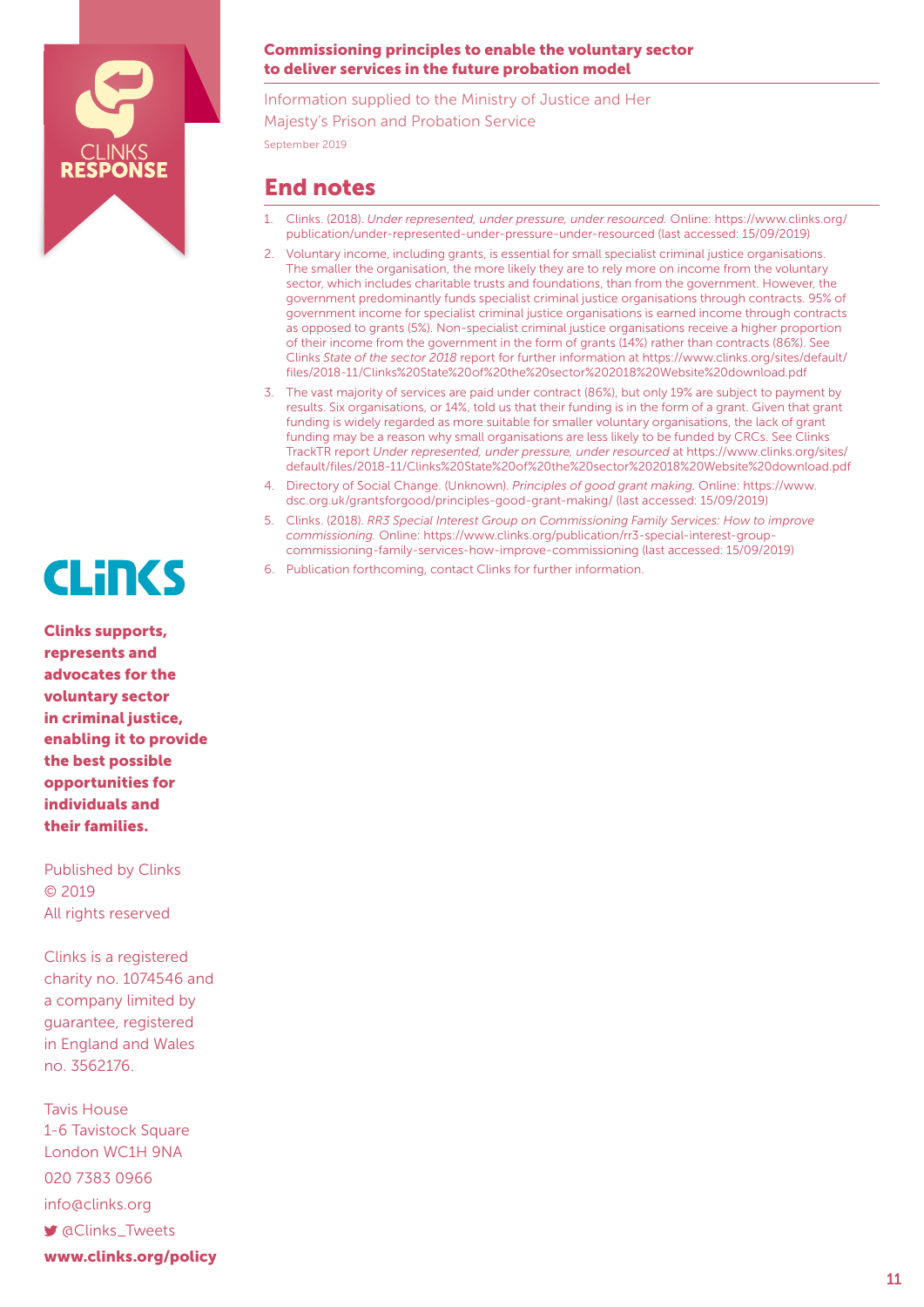**Commissioning principles to enable the voluntary sector to deliver services in the future probation model**

Information supplied to the Ministry of Justice and Her Majesty's Prison and Probation Service

September 2019

## End notes

1. Clinks. (2018). *Under represented, under pressure, under resourced.* Online: https://www.clinks.org/publication/under-represented-under-pressure-under-resourced (last accessed: 15/09/2019)
2. Voluntary income, including grants, is essential for small specialist criminal justice organisations. The smaller the organisation, the more likely they are to rely more on income from the voluntary sector, which includes charitable trusts and foundations, than from the government. However, the government predominantly funds specialist criminal justice organisations through contracts. 95% of government income for specialist criminal justice organisations is earned income through contracts as opposed to grants (5%). Non-specialist criminal justice organisations receive a higher proportion of their income from the government in the form of grants (14%) rather than contracts (86%). See Clinks *State of the sector 2018* report for further information at https://www.clinks.org/sites/default/files/2018-11/Clinks%20State%20of%20the%20sector%202018%20Website%20download.pdf
3. The vast majority of services are paid under contract (86%), but only 19% are subject to payment by results. Six organisations, or 14%, told us that their funding is in the form of a grant. Given that grant funding is widely regarded as more suitable for smaller voluntary organisations, the lack of grant funding may be a reason why small organisations are less likely to be funded by CRCs. See Clinks TrackTR report *Under represented, under pressure, under resourced* at https://www.clinks.org/sites/default/files/2018-11/Clinks%20State%20of%20the%20sector%202018%20Website%20download.pdf
4. Directory of Social Change. (Unknown). *Principles of good grant making.* Online: https://www.dsc.org.uk/grantsforgood/principles-good-grant-making/ (last accessed: 15/09/2019)
5. Clinks. (2018). *RR3 Special Interest Group on Commissioning Family Services: How to improve commissioning.* Online: https://www.clinks.org/publication/rr3-special-interest-group-commissioning-family-services-how-improve-commissioning (last accessed: 15/09/2019)
6. Publication forthcoming, contact Clinks for further information.

**Clinks supports, represents and advocates for the voluntary sector in criminal justice, enabling it to provide the best possible opportunities for individuals and their families.**

Published by Clinks
© 2019
All rights reserved

Clinks is a registered charity no. 1074546 and a company limited by guarantee, registered in England and Wales no. 3562176.

Tavis House
1-6 Tavistock Square
London WC1H 9NA

020 7383 0966

info@clinks.org

@Clinks_Tweets

**www.clinks.org/policy**